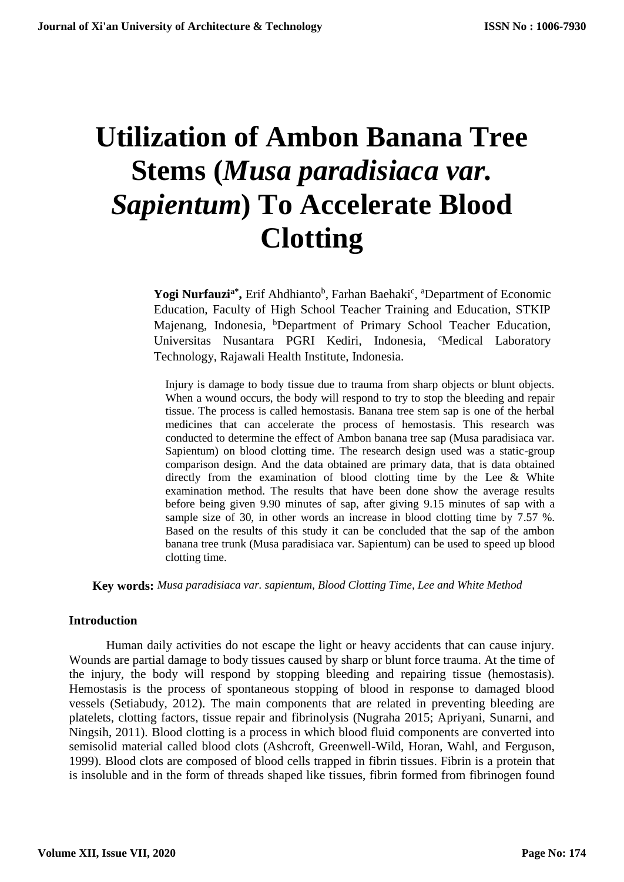# Utilization of Ambon Banana Tree Stems (*Musa paradisiaca var. Sapientum*) To Accelerate Blood Clotting

**Yogi Nurfauzi**[a*], Erif Ahdhianto[b], Farhan Baehaki[c], [a]Department of Economic Education, Faculty of High School Teacher Training and Education, STKIP Majenang, Indonesia, [b]Department of Primary School Teacher Education, Universitas Nusantara PGRI Kediri, Indonesia, [c]Medical Laboratory Technology, Rajawali Health Institute, Indonesia.

Injury is damage to body tissue due to trauma from sharp objects or blunt objects. When a wound occurs, the body will respond to try to stop the bleeding and repair tissue. The process is called hemostasis. Banana tree stem sap is one of the herbal medicines that can accelerate the process of hemostasis. This research was conducted to determine the effect of Ambon banana tree sap (Musa paradisiaca var. Sapientum) on blood clotting time. The research design used was a static-group comparison design. And the data obtained are primary data, that is data obtained directly from the examination of blood clotting time by the Lee & White examination method. The results that have been done show the average results before being given 9.90 minutes of sap, after giving 9.15 minutes of sap with a sample size of 30, in other words an increase in blood clotting time by 7.57 %. Based on the results of this study it can be concluded that the sap of the ambon banana tree trunk (Musa paradisiaca var. Sapientum) can be used to speed up blood clotting time.

**Key words:** *Musa paradisiaca var. sapientum, Blood Clotting Time, Lee and White Method*

## Introduction

Human daily activities do not escape the light or heavy accidents that can cause injury. Wounds are partial damage to body tissues caused by sharp or blunt force trauma. At the time of the injury, the body will respond by stopping bleeding and repairing tissue (hemostasis). Hemostasis is the process of spontaneous stopping of blood in response to damaged blood vessels (Setiabudy, 2012). The main components that are related in preventing bleeding are platelets, clotting factors, tissue repair and fibrinolysis (Nugraha 2015; Apriyani, Sunarni, and Ningsih, 2011). Blood clotting is a process in which blood fluid components are converted into semisolid material called blood clots (Ashcroft, Greenwell-Wild, Horan, Wahl, and Ferguson, 1999). Blood clots are composed of blood cells trapped in fibrin tissues. Fibrin is a protein that is insoluble and in the form of threads shaped like tissues, fibrin formed from fibrinogen found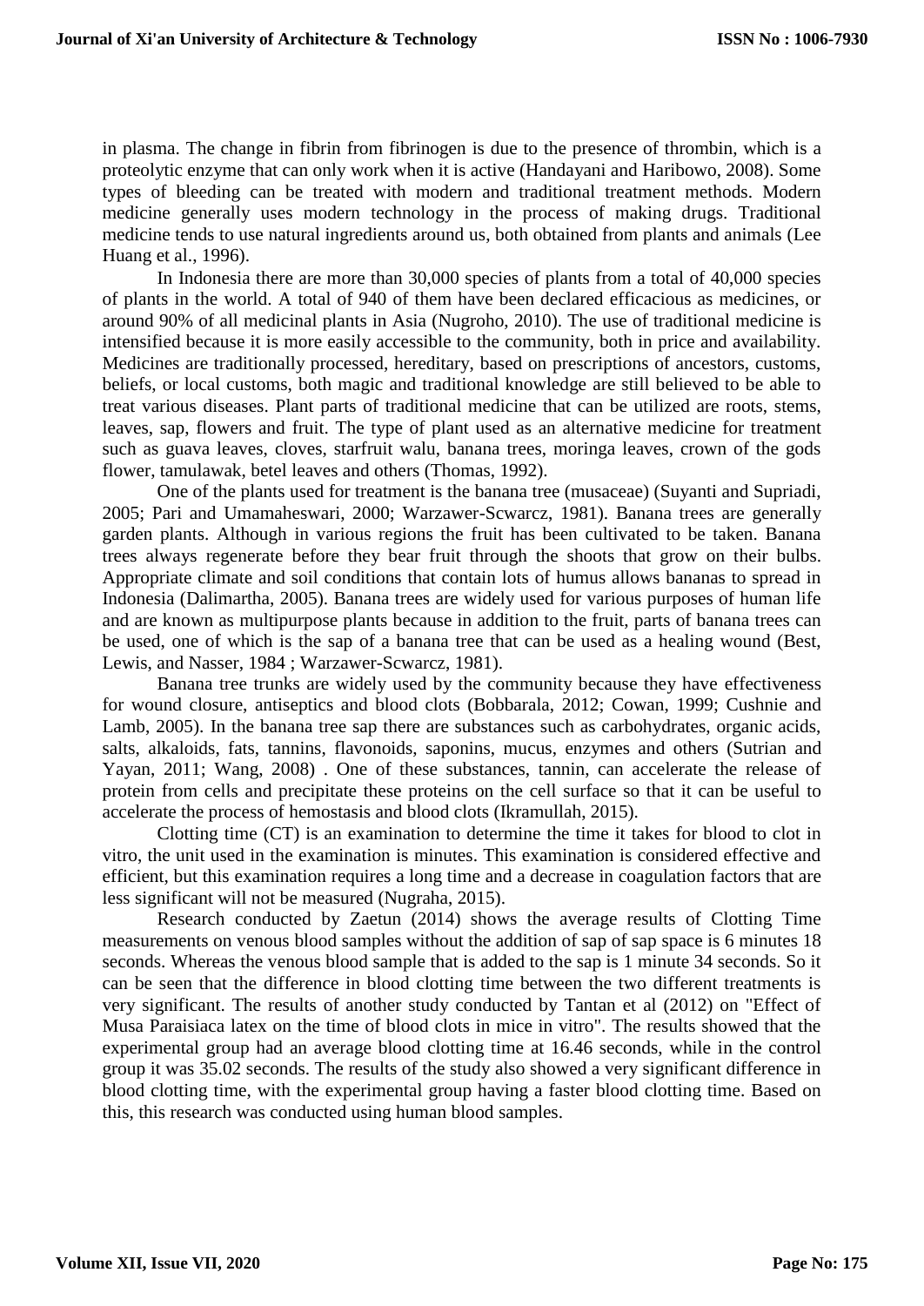in plasma. The change in fibrin from fibrinogen is due to the presence of thrombin, which is a proteolytic enzyme that can only work when it is active (Handayani and Haribowo, 2008). Some types of bleeding can be treated with modern and traditional treatment methods. Modern medicine generally uses modern technology in the process of making drugs. Traditional medicine tends to use natural ingredients around us, both obtained from plants and animals (Lee Huang et al., 1996).

In Indonesia there are more than 30,000 species of plants from a total of 40,000 species of plants in the world. A total of 940 of them have been declared efficacious as medicines, or around 90% of all medicinal plants in Asia (Nugroho, 2010). The use of traditional medicine is intensified because it is more easily accessible to the community, both in price and availability. Medicines are traditionally processed, hereditary, based on prescriptions of ancestors, customs, beliefs, or local customs, both magic and traditional knowledge are still believed to be able to treat various diseases. Plant parts of traditional medicine that can be utilized are roots, stems, leaves, sap, flowers and fruit. The type of plant used as an alternative medicine for treatment such as guava leaves, cloves, starfruit walu, banana trees, moringa leaves, crown of the gods flower, tamulawak, betel leaves and others (Thomas, 1992).

One of the plants used for treatment is the banana tree (musaceae) (Suyanti and Supriadi, 2005; Pari and Umamaheswari, 2000; Warzawer-Scwarcz, 1981). Banana trees are generally garden plants. Although in various regions the fruit has been cultivated to be taken. Banana trees always regenerate before they bear fruit through the shoots that grow on their bulbs. Appropriate climate and soil conditions that contain lots of humus allows bananas to spread in Indonesia (Dalimartha, 2005). Banana trees are widely used for various purposes of human life and are known as multipurpose plants because in addition to the fruit, parts of banana trees can be used, one of which is the sap of a banana tree that can be used as a healing wound (Best, Lewis, and Nasser, 1984 ; Warzawer-Scwarcz, 1981).

Banana tree trunks are widely used by the community because they have effectiveness for wound closure, antiseptics and blood clots (Bobbarala, 2012; Cowan, 1999; Cushnie and Lamb, 2005). In the banana tree sap there are substances such as carbohydrates, organic acids, salts, alkaloids, fats, tannins, flavonoids, saponins, mucus, enzymes and others (Sutrian and Yayan, 2011; Wang, 2008) . One of these substances, tannin, can accelerate the release of protein from cells and precipitate these proteins on the cell surface so that it can be useful to accelerate the process of hemostasis and blood clots (Ikramullah, 2015).

Clotting time (CT) is an examination to determine the time it takes for blood to clot in vitro, the unit used in the examination is minutes. This examination is considered effective and efficient, but this examination requires a long time and a decrease in coagulation factors that are less significant will not be measured (Nugraha, 2015).

Research conducted by Zaetun (2014) shows the average results of Clotting Time measurements on venous blood samples without the addition of sap of sap space is 6 minutes 18 seconds. Whereas the venous blood sample that is added to the sap is 1 minute 34 seconds. So it can be seen that the difference in blood clotting time between the two different treatments is very significant. The results of another study conducted by Tantan et al (2012) on "Effect of Musa Paraisiaca latex on the time of blood clots in mice in vitro". The results showed that the experimental group had an average blood clotting time at 16.46 seconds, while in the control group it was 35.02 seconds. The results of the study also showed a very significant difference in blood clotting time, with the experimental group having a faster blood clotting time. Based on this, this research was conducted using human blood samples.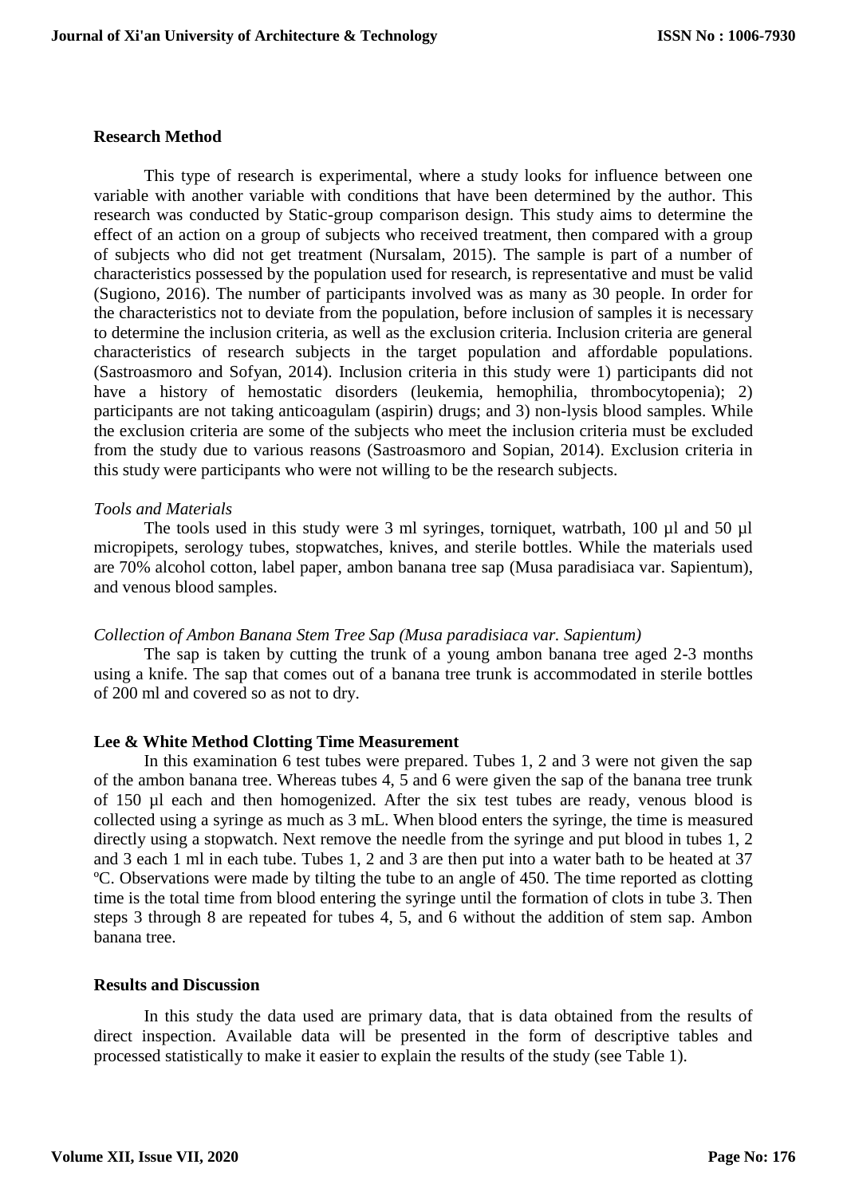## Research Method

This type of research is experimental, where a study looks for influence between one variable with another variable with conditions that have been determined by the author. This research was conducted by Static-group comparison design. This study aims to determine the effect of an action on a group of subjects who received treatment, then compared with a group of subjects who did not get treatment (Nursalam, 2015). The sample is part of a number of characteristics possessed by the population used for research, is representative and must be valid (Sugiono, 2016). The number of participants involved was as many as 30 people. In order for the characteristics not to deviate from the population, before inclusion of samples it is necessary to determine the inclusion criteria, as well as the exclusion criteria. Inclusion criteria are general characteristics of research subjects in the target population and affordable populations. (Sastroasmoro and Sofyan, 2014). Inclusion criteria in this study were 1) participants did not have a history of hemostatic disorders (leukemia, hemophilia, thrombocytopenia); 2) participants are not taking anticoagulam (aspirin) drugs; and 3) non-lysis blood samples. While the exclusion criteria are some of the subjects who meet the inclusion criteria must be excluded from the study due to various reasons (Sastroasmoro and Sopian, 2014). Exclusion criteria in this study were participants who were not willing to be the research subjects.

*Tools and Materials*

The tools used in this study were 3 ml syringes, torniquet, watrbath, 100 µl and 50 µl micropipets, serology tubes, stopwatches, knives, and sterile bottles. While the materials used are 70% alcohol cotton, label paper, ambon banana tree sap (Musa paradisiaca var. Sapientum), and venous blood samples.

*Collection of Ambon Banana Stem Tree Sap (Musa paradisiaca var. Sapientum)*

The sap is taken by cutting the trunk of a young ambon banana tree aged 2-3 months using a knife. The sap that comes out of a banana tree trunk is accommodated in sterile bottles of 200 ml and covered so as not to dry.

## Lee & White Method Clotting Time Measurement

In this examination 6 test tubes were prepared. Tubes 1, 2 and 3 were not given the sap of the ambon banana tree. Whereas tubes 4, 5 and 6 were given the sap of the banana tree trunk of 150 µl each and then homogenized. After the six test tubes are ready, venous blood is collected using a syringe as much as 3 mL. When blood enters the syringe, the time is measured directly using a stopwatch. Next remove the needle from the syringe and put blood in tubes 1, 2 and 3 each 1 ml in each tube. Tubes 1, 2 and 3 are then put into a water bath to be heated at 37 ºC. Observations were made by tilting the tube to an angle of 450. The time reported as clotting time is the total time from blood entering the syringe until the formation of clots in tube 3. Then steps 3 through 8 are repeated for tubes 4, 5, and 6 without the addition of stem sap. Ambon banana tree.

## Results and Discussion

In this study the data used are primary data, that is data obtained from the results of direct inspection. Available data will be presented in the form of descriptive tables and processed statistically to make it easier to explain the results of the study (see Table 1).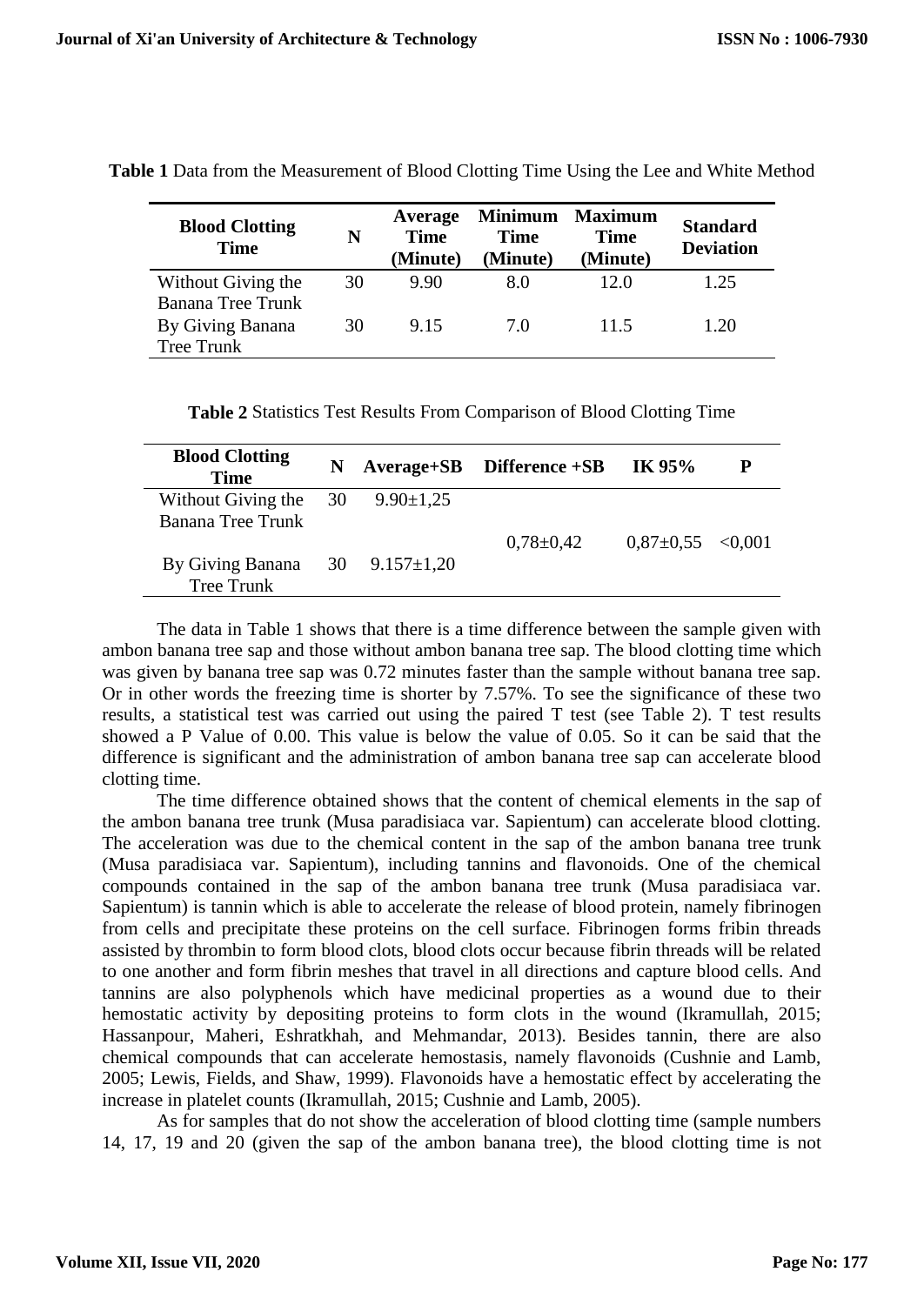**Table 1** Data from the Measurement of Blood Clotting Time Using the Lee and White Method

| Blood Clotting Time | N | Average Time (Minute) | Minimum Time (Minute) | Maximum Time (Minute) | Standard Deviation |
|---|---|---|---|---|---|
| Without Giving the Banana Tree Trunk | 30 | 9.90 | 8.0 | 12.0 | 1.25 |
| By Giving Banana Tree Trunk | 30 | 9.15 | 7.0 | 11.5 | 1.20 |

**Table 2** Statistics Test Results From Comparison of Blood Clotting Time

| Blood Clotting Time | N | Average+SB | Difference +SB | IK 95% | P |
|---|---|---|---|---|---|
| Without Giving the Banana Tree Trunk | 30 | 9.90±1,25 | 0,78±0,42 | 0,87±0,55 | <0,001 |
| By Giving Banana Tree Trunk | 30 | 9.157±1,20 | | | |

The data in Table 1 shows that there is a time difference between the sample given with ambon banana tree sap and those without ambon banana tree sap. The blood clotting time which was given by banana tree sap was 0.72 minutes faster than the sample without banana tree sap. Or in other words the freezing time is shorter by 7.57%. To see the significance of these two results, a statistical test was carried out using the paired T test (see Table 2). T test results showed a P Value of 0.00. This value is below the value of 0.05. So it can be said that the difference is significant and the administration of ambon banana tree sap can accelerate blood clotting time.

The time difference obtained shows that the content of chemical elements in the sap of the ambon banana tree trunk (Musa paradisiaca var. Sapientum) can accelerate blood clotting. The acceleration was due to the chemical content in the sap of the ambon banana tree trunk (Musa paradisiaca var. Sapientum), including tannins and flavonoids. One of the chemical compounds contained in the sap of the ambon banana tree trunk (Musa paradisiaca var. Sapientum) is tannin which is able to accelerate the release of blood protein, namely fibrinogen from cells and precipitate these proteins on the cell surface. Fibrinogen forms fribin threads assisted by thrombin to form blood clots, blood clots occur because fibrin threads will be related to one another and form fibrin meshes that travel in all directions and capture blood cells. And tannins are also polyphenols which have medicinal properties as a wound due to their hemostatic activity by depositing proteins to form clots in the wound (Ikramullah, 2015; Hassanpour, Maheri, Eshratkhah, and Mehmandar, 2013). Besides tannin, there are also chemical compounds that can accelerate hemostasis, namely flavonoids (Cushnie and Lamb, 2005; Lewis, Fields, and Shaw, 1999). Flavonoids have a hemostatic effect by accelerating the increase in platelet counts (Ikramullah, 2015; Cushnie and Lamb, 2005).

As for samples that do not show the acceleration of blood clotting time (sample numbers 14, 17, 19 and 20 (given the sap of the ambon banana tree), the blood clotting time is not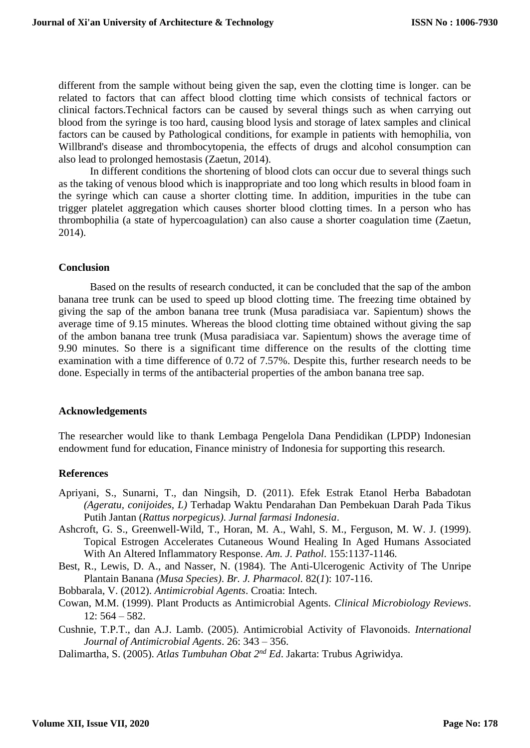different from the sample without being given the sap, even the clotting time is longer. can be related to factors that can affect blood clotting time which consists of technical factors or clinical factors.Technical factors can be caused by several things such as when carrying out blood from the syringe is too hard, causing blood lysis and storage of latex samples and clinical factors can be caused by Pathological conditions, for example in patients with hemophilia, von Willbrand's disease and thrombocytopenia, the effects of drugs and alcohol consumption can also lead to prolonged hemostasis (Zaetun, 2014).

In different conditions the shortening of blood clots can occur due to several things such as the taking of venous blood which is inappropriate and too long which results in blood foam in the syringe which can cause a shorter clotting time. In addition, impurities in the tube can trigger platelet aggregation which causes shorter blood clotting times. In a person who has thrombophilia (a state of hypercoagulation) can also cause a shorter coagulation time (Zaetun, 2014).

## Conclusion

Based on the results of research conducted, it can be concluded that the sap of the ambon banana tree trunk can be used to speed up blood clotting time. The freezing time obtained by giving the sap of the ambon banana tree trunk (Musa paradisiaca var. Sapientum) shows the average time of 9.15 minutes. Whereas the blood clotting time obtained without giving the sap of the ambon banana tree trunk (Musa paradisiaca var. Sapientum) shows the average time of 9.90 minutes. So there is a significant time difference on the results of the clotting time examination with a time difference of 0.72 of 7.57%. Despite this, further research needs to be done. Especially in terms of the antibacterial properties of the ambon banana tree sap.

## Acknowledgements

The researcher would like to thank Lembaga Pengelola Dana Pendidikan (LPDP) Indonesian endowment fund for education, Finance ministry of Indonesia for supporting this research.

## References

Apriyani, S., Sunarni, T., dan Ningsih, D. (2011). Efek Estrak Etanol Herba Babadotan *(Ageratu, conijoides, L)* Terhadap Waktu Pendarahan Dan Pembekuan Darah Pada Tikus Putih Jantan (*Rattus norpegicus)*. *Jurnal farmasi Indonesia*.

Ashcroft, G. S., Greenwell-Wild, T., Horan, M. A., Wahl, S. M., Ferguson, M. W. J. (1999). Topical Estrogen Accelerates Cutaneous Wound Healing In Aged Humans Associated With An Altered Inflammatory Response. *Am. J. Pathol*. 155:1137-1146.

Best, R., Lewis, D. A., and Nasser, N. (1984). The Anti-Ulcerogenic Activity of The Unripe Plantain Banana *(Musa Species)*. *Br. J. Pharmacol*. 82(*1*): 107-116.

Bobbarala, V. (2012). *Antimicrobial Agents*. Croatia: Intech.

Cowan, M.M. (1999). Plant Products as Antimicrobial Agents. *Clinical Microbiology Reviews*. 12: 564 – 582.

Cushnie, T.P.T., dan A.J. Lamb. (2005). Antimicrobial Activity of Flavonoids. *International Journal of Antimicrobial Agents*. 26: 343 – 356.

Dalimartha, S. (2005). *Atlas Tumbuhan Obat 2nd Ed*. Jakarta: Trubus Agriwidya.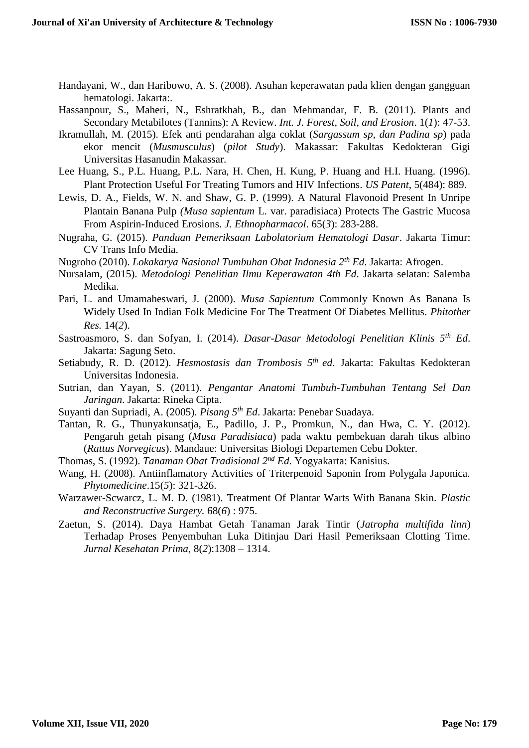Handayani, W., dan Haribowo, A. S. (2008). Asuhan keperawatan pada klien dengan gangguan hematologi. Jakarta:.

Hassanpour, S., Maheri, N., Eshratkhah, B., dan Mehmandar, F. B. (2011). Plants and Secondary Metabilotes (Tannins): A Review. *Int. J. Forest, Soil, and Erosion*. 1(*1*): 47-53.

Ikramullah, M. (2015). Efek anti pendarahan alga coklat (*Sargassum sp, dan Padina sp*) pada ekor mencit (*Musmusculus*) (*pilot Study*). Makassar: Fakultas Kedokteran Gigi Universitas Hasanudin Makassar.

Lee Huang, S., P.L. Huang, P.L. Nara, H. Chen, H. Kung, P. Huang and H.I. Huang. (1996). Plant Protection Useful For Treating Tumors and HIV Infections. *US Patent*, 5(484): 889.

Lewis, D. A., Fields, W. N. and Shaw, G. P. (1999). A Natural Flavonoid Present In Unripe Plantain Banana Pulp *(Musa sapientum* L. var. paradisiaca) Protects The Gastric Mucosa From Aspirin-Induced Erosions. *J. Ethnopharmacol*. 65(*3*): 283-288.

Nugraha, G. (2015). *Panduan Pemeriksaan Labolatorium Hematologi Dasar*. Jakarta Timur: CV Trans Info Media.

Nugroho (2010). *Lokakarya Nasional Tumbuhan Obat Indonesia 2th Ed*. Jakarta: Afrogen.

Nursalam, (2015). *Metodologi Penelitian Ilmu Keperawatan 4th Ed*. Jakarta selatan: Salemba Medika.

Pari, L. and Umamaheswari, J. (2000). *Musa Sapientum* Commonly Known As Banana Is Widely Used In Indian Folk Medicine For The Treatment Of Diabetes Mellitus. *Phitother Res.* 14(*2*).

Sastroasmoro, S. dan Sofyan, I. (2014). *Dasar-Dasar Metodologi Penelitian Klinis 5th Ed*. Jakarta: Sagung Seto.

Setiabudy, R. D. (2012). *Hesmostasis dan Trombosis 5th ed*. Jakarta: Fakultas Kedokteran Universitas Indonesia.

Sutrian, dan Yayan, S. (2011). *Pengantar Anatomi Tumbuh-Tumbuhan Tentang Sel Dan Jaringan*. Jakarta: Rineka Cipta.

Suyanti dan Supriadi, A. (2005). *Pisang 5th Ed*. Jakarta: Penebar Suadaya.

Tantan, R. G., Thunyakunsatja, E., Padillo, J. P., Promkun, N., dan Hwa, C. Y. (2012). Pengaruh getah pisang (*Musa Paradisiaca*) pada waktu pembekuan darah tikus albino (*Rattus Norvegicus*). Mandaue: Universitas Biologi Departemen Cebu Dokter.

Thomas, S. (1992). *Tanaman Obat Tradisional 2nd Ed*. Yogyakarta: Kanisius.

Wang, H. (2008). Antiinflamatory Activities of Triterpenoid Saponin from Polygala Japonica. *Phytomedicine*.15(*5*): 321-326.

Warzawer-Scwarcz, L. M. D. (1981). Treatment Of Plantar Warts With Banana Skin. *Plastic and Reconstructive Surgery.* 68(*6*) : 975.

Zaetun, S. (2014). Daya Hambat Getah Tanaman Jarak Tintir (*Jatropha multifida linn*) Terhadap Proses Penyembuhan Luka Ditinjau Dari Hasil Pemeriksaan Clotting Time. *Jurnal Kesehatan Prima*, 8(*2*):1308 – 1314.